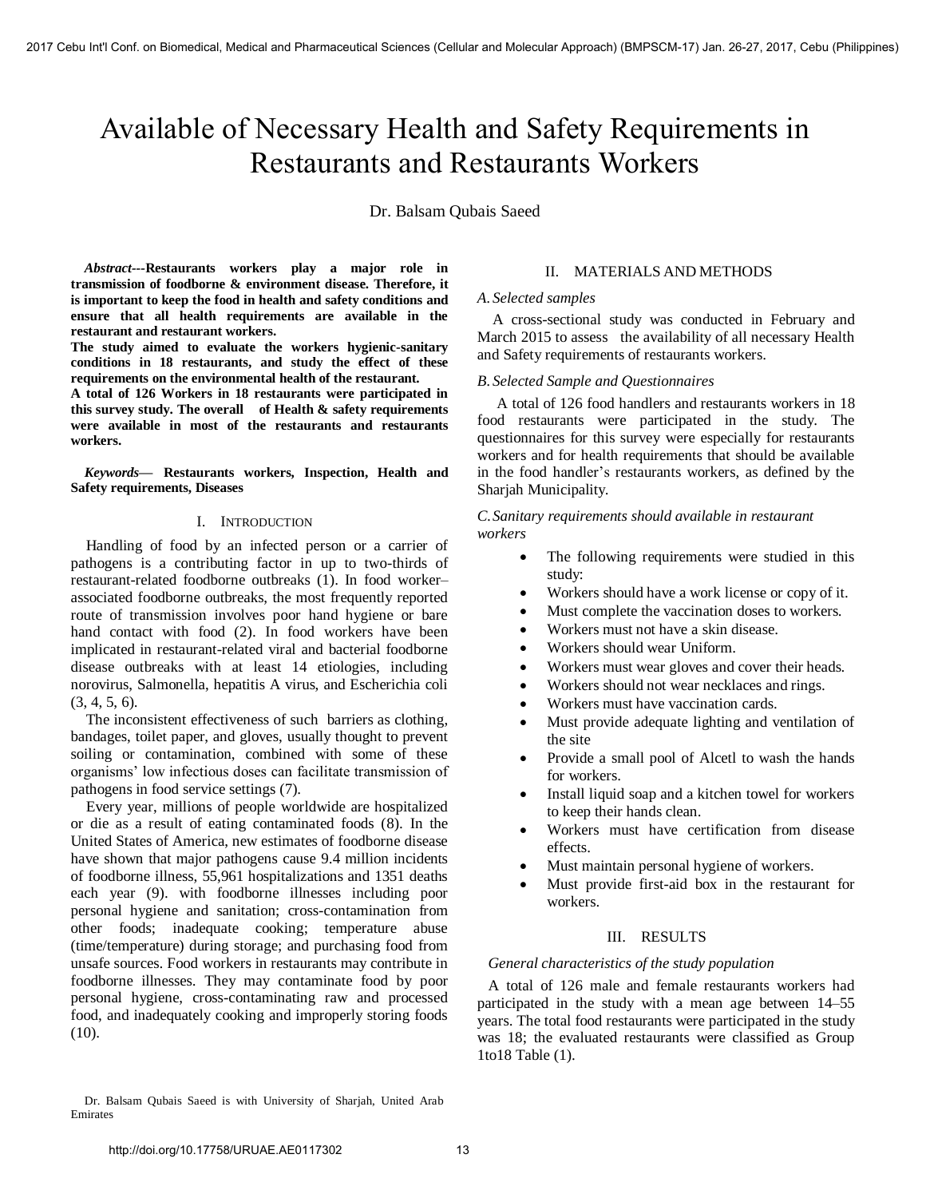# Available of Necessary Health and Safety Requirements in Restaurants and Restaurants Workers

Dr. Balsam Qubais Saeed

***Abstract*---Restaurants workers play a major role in transmission of foodborne & environment disease. Therefore, it is important to keep the food in health and safety conditions and ensure that all health requirements are available in the restaurant and restaurant workers.**

**The study aimed to evaluate the workers hygienic-sanitary conditions in 18 restaurants, and study the effect of these requirements on the environmental health of the restaurant.**

**A total of 126 Workers in 18 restaurants were participated in this survey study. The overall of Health & safety requirements were available in most of the restaurants and restaurants workers.**

***Keywords*— Restaurants workers, Inspection, Health and Safety requirements, Diseases**

## I. Introduction

Handling of food by an infected person or a carrier of pathogens is a contributing factor in up to two-thirds of restaurant-related foodborne outbreaks (1). In food worker–associated foodborne outbreaks, the most frequently reported route of transmission involves poor hand hygiene or bare hand contact with food (2). In food workers have been implicated in restaurant-related viral and bacterial foodborne disease outbreaks with at least 14 etiologies, including norovirus, Salmonella, hepatitis A virus, and Escherichia coli (3, 4, 5, 6).

The inconsistent effectiveness of such barriers as clothing, bandages, toilet paper, and gloves, usually thought to prevent soiling or contamination, combined with some of these organisms' low infectious doses can facilitate transmission of pathogens in food service settings (7).

Every year, millions of people worldwide are hospitalized or die as a result of eating contaminated foods (8). In the United States of America, new estimates of foodborne disease have shown that major pathogens cause 9.4 million incidents of foodborne illness, 55,961 hospitalizations and 1351 deaths each year (9). with foodborne illnesses including poor personal hygiene and sanitation; cross-contamination from other foods; inadequate cooking; temperature abuse (time/temperature) during storage; and purchasing food from unsafe sources. Food workers in restaurants may contribute in foodborne illnesses. They may contaminate food by poor personal hygiene, cross-contaminating raw and processed food, and inadequately cooking and improperly storing foods (10).

## II. Materials and Methods

### *A. Selected samples*

A cross-sectional study was conducted in February and March 2015 to assess the availability of all necessary Health and Safety requirements of restaurants workers.

### *B. Selected Sample and Questionnaires*

A total of 126 food handlers and restaurants workers in 18 food restaurants were participated in the study. The questionnaires for this survey were especially for restaurants workers and for health requirements that should be available in the food handler's restaurants workers, as defined by the Sharjah Municipality.

### *C. Sanitary requirements should available in restaurant workers*

- The following requirements were studied in this study:
- Workers should have a work license or copy of it.
- Must complete the vaccination doses to workers.
- Workers must not have a skin disease.
- Workers should wear Uniform.
- Workers must wear gloves and cover their heads.
- Workers should not wear necklaces and rings.
- Workers must have vaccination cards.
- Must provide adequate lighting and ventilation of the site
- Provide a small pool of Alcetl to wash the hands for workers.
- Install liquid soap and a kitchen towel for workers to keep their hands clean.
- Workers must have certification from disease effects.
- Must maintain personal hygiene of workers.
- Must provide first-aid box in the restaurant for workers.

## III. Results

### *General characteristics of the study population*

A total of 126 male and female restaurants workers had participated in the study with a mean age between 14–55 years. The total food restaurants were participated in the study was 18; the evaluated restaurants were classified as Group 1to18 Table (1).

Dr. Balsam Qubais Saeed is with University of Sharjah, United Arab Emirates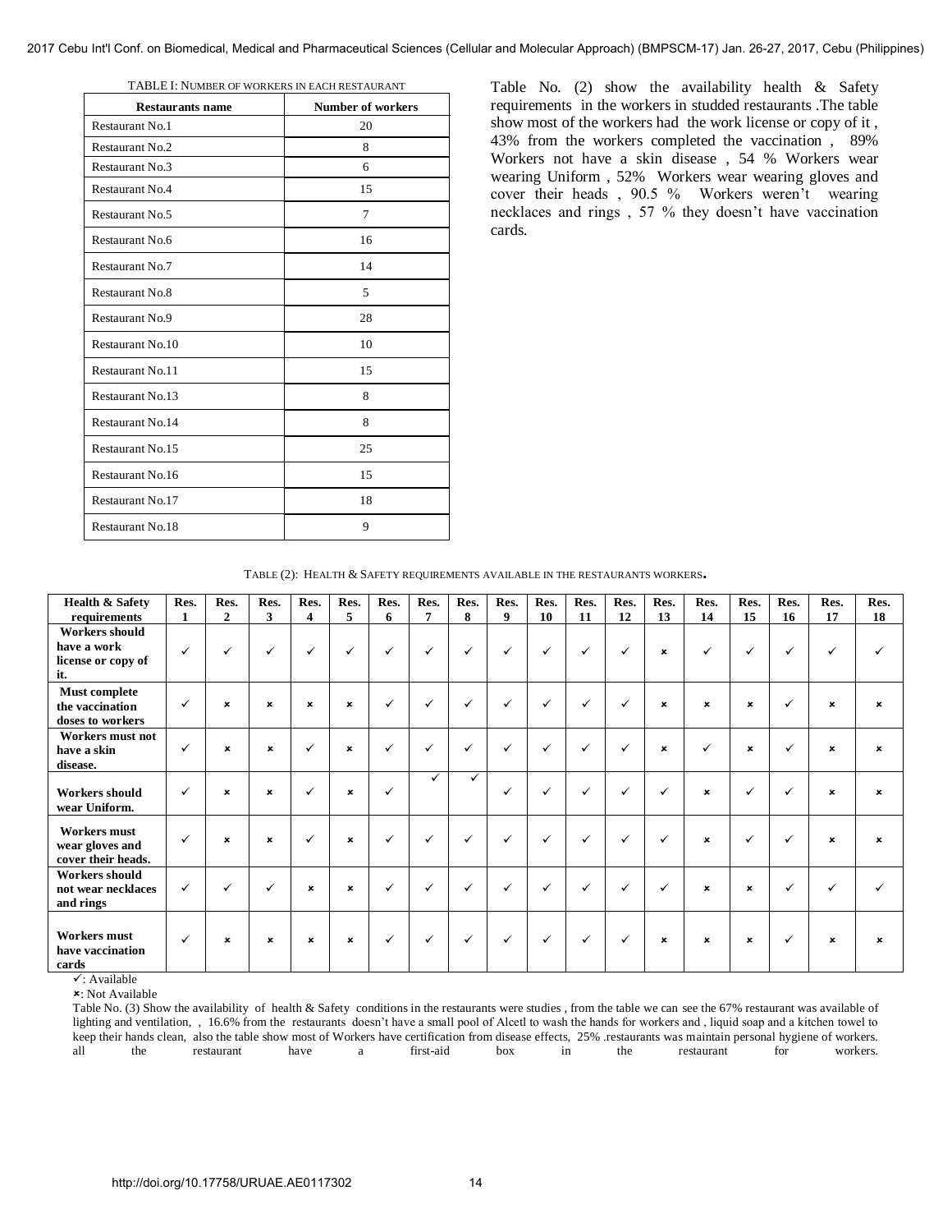TABLE I: NUMBER OF WORKERS IN EACH RESTAURANT

| Restaurants name | Number of workers |
|---|---|
| Restaurant No.1 | 20 |
| Restaurant No.2 | 8 |
| Restaurant No.3 | 6 |
| Restaurant No.4 | 15 |
| Restaurant No.5 | 7 |
| Restaurant No.6 | 16 |
| Restaurant No.7 | 14 |
| Restaurant No.8 | 5 |
| Restaurant No.9 | 28 |
| Restaurant No.10 | 10 |
| Restaurant No.11 | 15 |
| Restaurant No.13 | 8 |
| Restaurant No.14 | 8 |
| Restaurant No.15 | 25 |
| Restaurant No.16 | 15 |
| Restaurant No.17 | 18 |
| Restaurant No.18 | 9 |

Table No. (2) show the availability health & Safety requirements in the workers in studded restaurants .The table show most of the workers had the work license or copy of it , 43% from the workers completed the vaccination , 89% Workers not have a skin disease , 54 % Workers wear wearing Uniform , 52% Workers wear wearing gloves and cover their heads , 90.5 % Workers weren't wearing necklaces and rings , 57 % they doesn't have vaccination cards.

TABLE (2): HEALTH & SAFETY REQUIREMENTS AVAILABLE IN THE RESTAURANTS WORKERS.

| Health & Safety requirements | Res. 1 | Res. 2 | Res. 3 | Res. 4 | Res. 5 | Res. 6 | Res. 7 | Res. 8 | Res. 9 | Res. 10 | Res. 11 | Res. 12 | Res. 13 | Res. 14 | Res. 15 | Res. 16 | Res. 17 | Res. 18 |
|---|---|---|---|---|---|---|---|---|---|---|---|---|---|---|---|---|---|---|
| Workers should have a work license or copy of it. | ✓ | ✓ | ✓ | ✓ | ✓ | ✓ | ✓ | ✓ | ✓ | ✓ | ✓ | ✓ | × | ✓ | ✓ | ✓ | ✓ | ✓ |
| Must complete the vaccination doses to workers | ✓ | × | × | × | × | ✓ | ✓ | ✓ | ✓ | ✓ | ✓ | ✓ | × | × | × | ✓ | × | × |
| Workers must not have a skin disease. | ✓ | × | × | ✓ | × | ✓ | ✓ | ✓ | ✓ | ✓ | ✓ | ✓ | × | ✓ | × | ✓ | × | × |
| Workers should wear Uniform. | ✓ | × | × | ✓ | × | ✓ | ✓ | ✓ | ✓ | ✓ | ✓ | ✓ | ✓ | × | ✓ | ✓ | × | × |
| Workers must wear gloves and cover their heads. | ✓ | × | × | ✓ | × | ✓ | ✓ | ✓ | ✓ | ✓ | ✓ | ✓ | ✓ | × | ✓ | ✓ | × | × |
| Workers should not wear necklaces and rings | ✓ | ✓ | ✓ | × | × | ✓ | ✓ | ✓ | ✓ | ✓ | ✓ | ✓ | ✓ | × | × | ✓ | ✓ | ✓ |
| Workers must have vaccination cards | ✓ | × | × | × | × | ✓ | ✓ | ✓ | ✓ | ✓ | ✓ | ✓ | × | × | × | ✓ | × | × |

✓: Available

×: Not Available

Table No. (3) Show the availability of health & Safety conditions in the restaurants were studies , from the table we can see the 67% restaurant was available of lighting and ventilation, , 16.6% from the restaurants doesn't have a small pool of Alcetl to wash the hands for workers and , liquid soap and a kitchen towel to keep their hands clean, also the table show most of Workers have certification from disease effects, 25% .restaurants was maintain personal hygiene of workers. all the restaurant have a first-aid box in the restaurant for workers.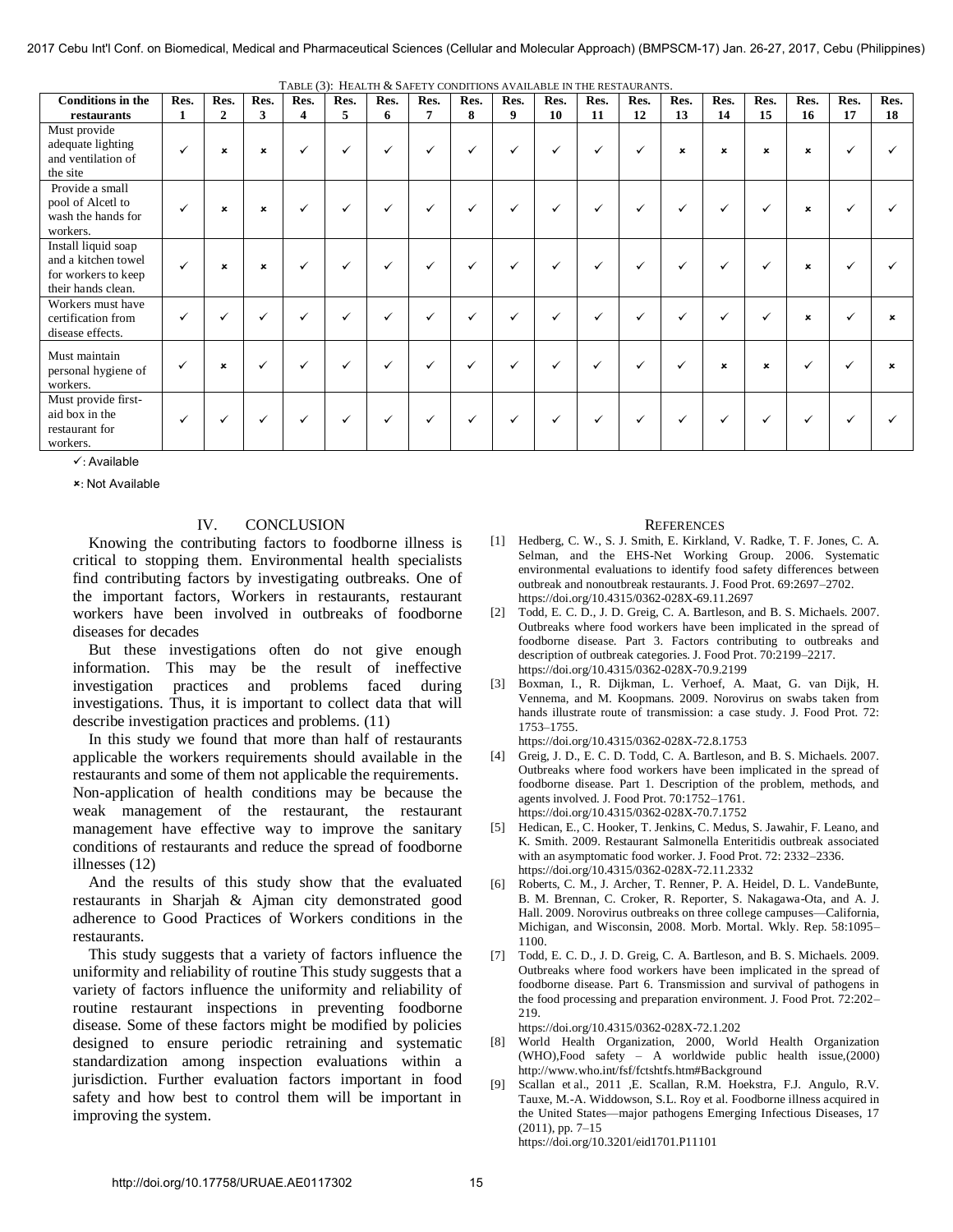TABLE (3): HEALTH & SAFETY CONDITIONS AVAILABLE IN THE RESTAURANTS.

| Conditions in the restaurants | Res. 1 | Res. 2 | Res. 3 | Res. 4 | Res. 5 | Res. 6 | Res. 7 | Res. 8 | Res. 9 | Res. 10 | Res. 11 | Res. 12 | Res. 13 | Res. 14 | Res. 15 | Res. 16 | Res. 17 | Res. 18 |
|---|---|---|---|---|---|---|---|---|---|---|---|---|---|---|---|---|---|---|
| Must provide adequate lighting and ventilation of the site | ✓ | × | × | ✓ | ✓ | ✓ | ✓ | ✓ | ✓ | ✓ | ✓ | ✓ | × | × | × | × | ✓ | ✓ |
| Provide a small pool of Alcetl to wash the hands for workers. | ✓ | × | × | ✓ | ✓ | ✓ | ✓ | ✓ | ✓ | ✓ | ✓ | ✓ | ✓ | ✓ | ✓ | × | ✓ | ✓ |
| Install liquid soap and a kitchen towel for workers to keep their hands clean. | ✓ | × | × | ✓ | ✓ | ✓ | ✓ | ✓ | ✓ | ✓ | ✓ | ✓ | ✓ | ✓ | ✓ | × | ✓ | ✓ |
| Workers must have certification from disease effects. | ✓ | ✓ | ✓ | ✓ | ✓ | ✓ | ✓ | ✓ | ✓ | ✓ | ✓ | ✓ | ✓ | ✓ | ✓ | × | ✓ | × |
| Must maintain personal hygiene of workers. | ✓ | × | ✓ | ✓ | ✓ | ✓ | ✓ | ✓ | ✓ | ✓ | ✓ | ✓ | ✓ | × | × | ✓ | ✓ | × |
| Must provide first-aid box in the restaurant for workers. | ✓ | ✓ | ✓ | ✓ | ✓ | ✓ | ✓ | ✓ | ✓ | ✓ | ✓ | ✓ | ✓ | ✓ | ✓ | ✓ | ✓ | ✓ |

✓: Available

×: Not Available

## IV. CONCLUSION

Knowing the contributing factors to foodborne illness is critical to stopping them. Environmental health specialists find contributing factors by investigating outbreaks. One of the important factors, Workers in restaurants, restaurant workers have been involved in outbreaks of foodborne diseases for decades

But these investigations often do not give enough information. This may be the result of ineffective investigation practices and problems faced during investigations. Thus, it is important to collect data that will describe investigation practices and problems. (11)

In this study we found that more than half of restaurants applicable the workers requirements should available in the restaurants and some of them not applicable the requirements. Non-application of health conditions may be because the weak management of the restaurant, the restaurant management have effective way to improve the sanitary conditions of restaurants and reduce the spread of foodborne illnesses (12)

And the results of this study show that the evaluated restaurants in Sharjah & Ajman city demonstrated good adherence to Good Practices of Workers conditions in the restaurants.

This study suggests that a variety of factors influence the uniformity and reliability of routine This study suggests that a variety of factors influence the uniformity and reliability of routine restaurant inspections in preventing foodborne disease. Some of these factors might be modified by policies designed to ensure periodic retraining and systematic standardization among inspection evaluations within a jurisdiction. Further evaluation factors important in food safety and how best to control them will be important in improving the system.

## REFERENCES

[1] Hedberg, C. W., S. J. Smith, E. Kirkland, V. Radke, T. F. Jones, C. A. Selman, and the EHS-Net Working Group. 2006. Systematic environmental evaluations to identify food safety differences between outbreak and nonoutbreak restaurants. J. Food Prot. 69:2697–2702. https://doi.org/10.4315/0362-028X-69.11.2697

[2] Todd, E. C. D., J. D. Greig, C. A. Bartleson, and B. S. Michaels. 2007. Outbreaks where food workers have been implicated in the spread of foodborne disease. Part 3. Factors contributing to outbreaks and description of outbreak categories. J. Food Prot. 70:2199–2217. https://doi.org/10.4315/0362-028X-70.9.2199

[3] Boxman, I., R. Dijkman, L. Verhoef, A. Maat, G. van Dijk, H. Vennema, and M. Koopmans. 2009. Norovirus on swabs taken from hands illustrate route of transmission: a case study. J. Food Prot. 72: 1753–1755. https://doi.org/10.4315/0362-028X-72.8.1753

[4] Greig, J. D., E. C. D. Todd, C. A. Bartleson, and B. S. Michaels. 2007. Outbreaks where food workers have been implicated in the spread of foodborne disease. Part 1. Description of the problem, methods, and agents involved. J. Food Prot. 70:1752–1761. https://doi.org/10.4315/0362-028X-70.7.1752

[5] Hedican, E., C. Hooker, T. Jenkins, C. Medus, S. Jawahir, F. Leano, and K. Smith. 2009. Restaurant Salmonella Enteritidis outbreak associated with an asymptomatic food worker. J. Food Prot. 72: 2332–2336. https://doi.org/10.4315/0362-028X-72.11.2332

[6] Roberts, C. M., J. Archer, T. Renner, P. A. Heidel, D. L. VandeBunte, B. M. Brennan, C. Croker, R. Reporter, S. Nakagawa-Ota, and A. J. Hall. 2009. Norovirus outbreaks on three college campuses—California, Michigan, and Wisconsin, 2008. Morb. Mortal. Wkly. Rep. 58:1095–1100.

[7] Todd, E. C. D., J. D. Greig, C. A. Bartleson, and B. S. Michaels. 2009. Outbreaks where food workers have been implicated in the spread of foodborne disease. Part 6. Transmission and survival of pathogens in the food processing and preparation environment. J. Food Prot. 72:202–219. https://doi.org/10.4315/0362-028X-72.1.202

[8] World Health Organization, 2000, World Health Organization (WHO),Food safety – A worldwide public health issue,(2000) http://www.who.int/fsf/fctshtfs.htm#Background

[9] Scallan et al., 2011 ,E. Scallan, R.M. Hoekstra, F.J. Angulo, R.V. Tauxe, M.-A. Widdowson, S.L. Roy et al. Foodborne illness acquired in the United States—major pathogens Emerging Infectious Diseases, 17 (2011), pp. 7–15 https://doi.org/10.3201/eid1701.P11101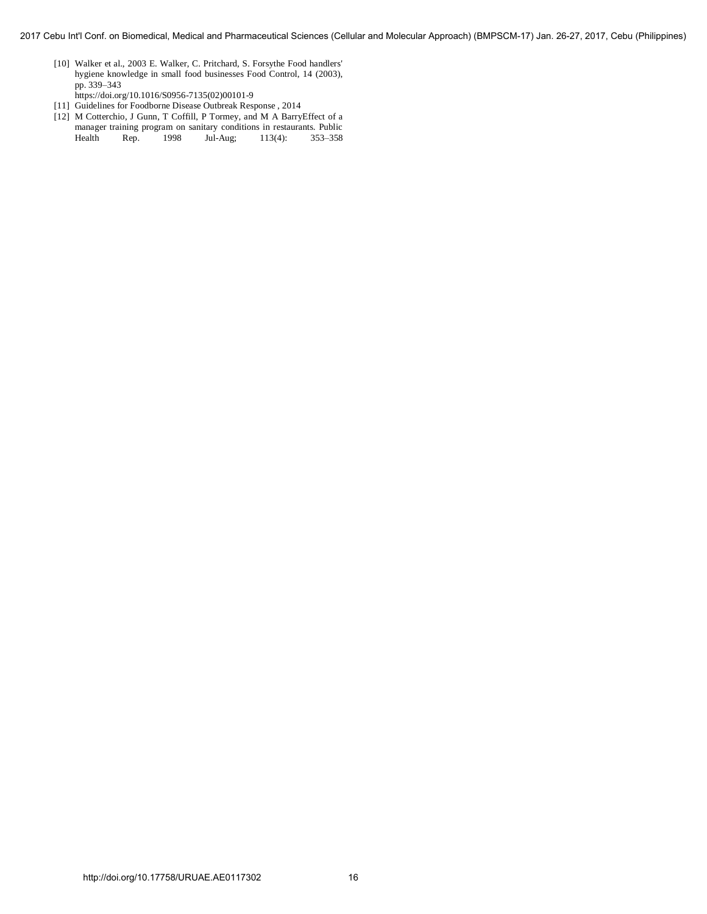[10] Walker et al., 2003 E. Walker, C. Pritchard, S. Forsythe Food handlers' hygiene knowledge in small food businesses Food Control, 14 (2003), pp. 339–343 https://doi.org/10.1016/S0956-7135(02)00101-9

[11] Guidelines for Foodborne Disease Outbreak Response , 2014

[12] M Cotterchio, J Gunn, T Coffill, P Tormey, and M A BarryEffect of a manager training program on sanitary conditions in restaurants. Public Health Rep. 1998 Jul-Aug; 113(4): 353–358